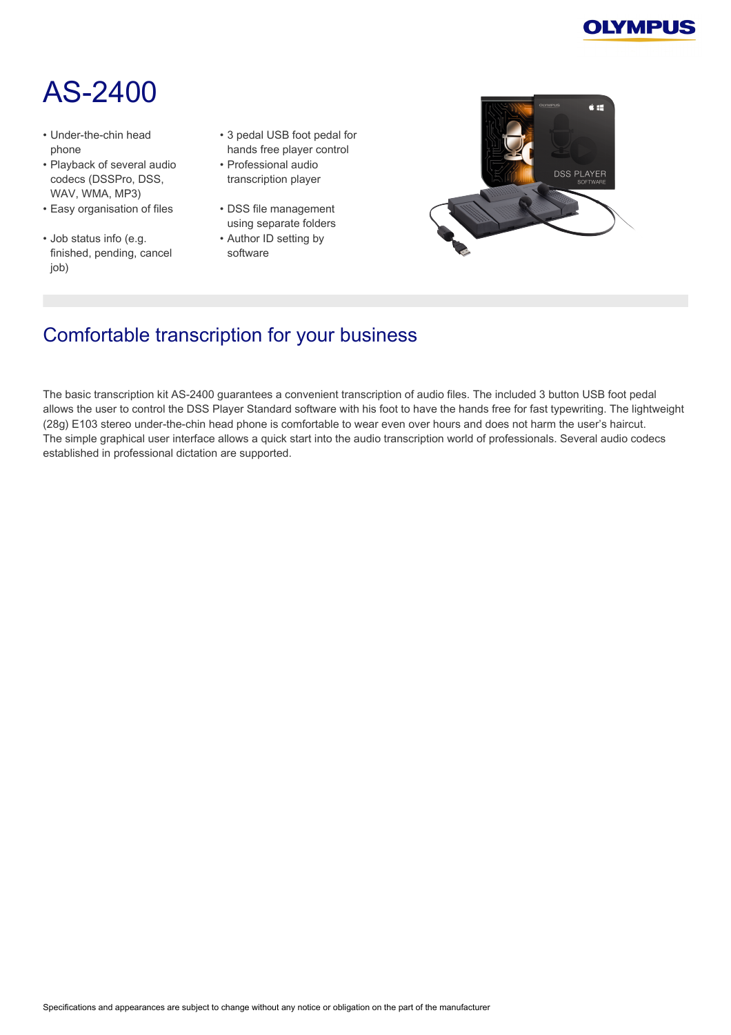# AS-2400

- Under-the-chin head phone
- Playback of several audio codecs (DSSPro, DSS, WAV, WMA, MP3)
- Easy organisation of files
- Job status info (e.g. finished, pending, cancel job)
- 3 pedal USB foot pedal for hands free player control
- Professional audio transcription player
- DSS file management using separate folders
- Author ID setting by software

## Comfortable transcription for your business

The basic transcription kit AS-2400 guarantees a convenient transcription of audio files. The included 3 button USB foot pedal allows the user to control the DSS Player Standard software with his foot to have the hands free for fast typewriting. The lightweight (28g) E103 stereo under-the-chin head phone is comfortable to wear even over hours and does not harm the user's haircut.
The simple graphical user interface allows a quick start into the audio transcription world of professionals. Several audio codecs established in professional dictation are supported.

Specifications and appearances are subject to change without any notice or obligation on the part of the manufacturer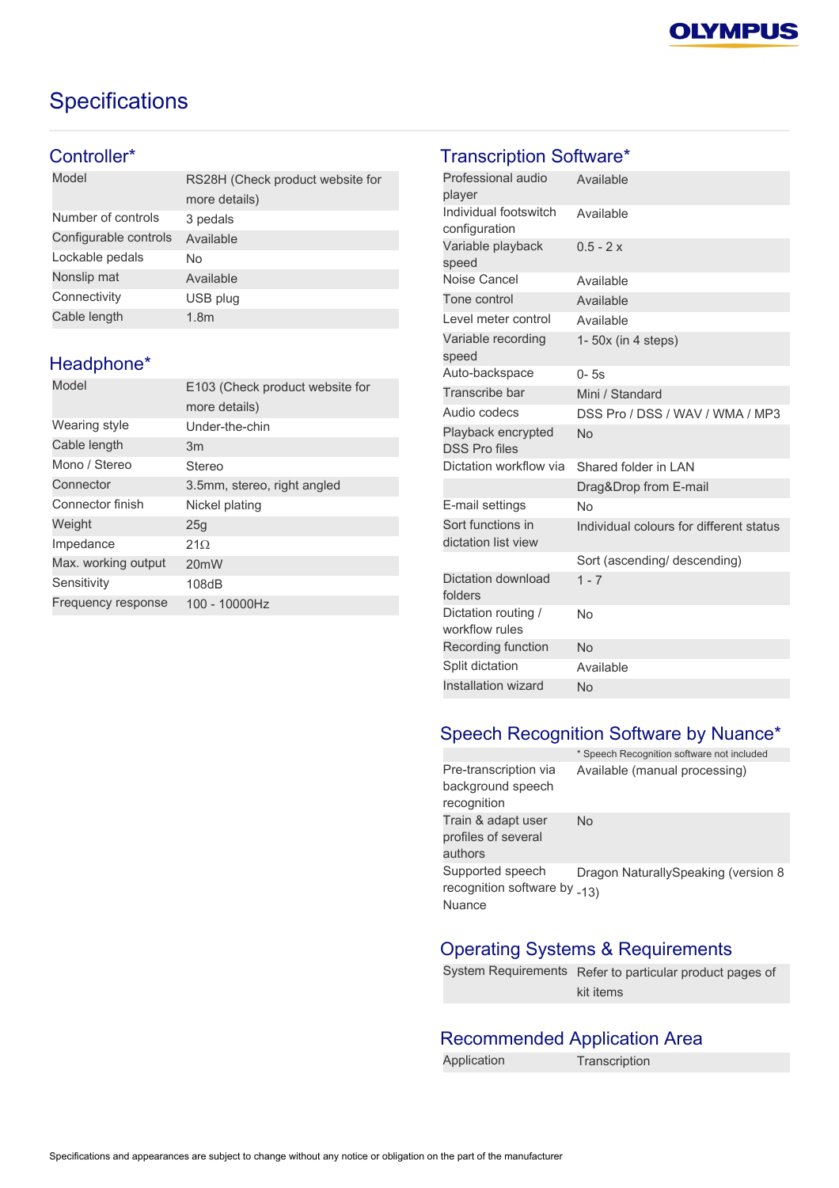# Specifications

## Controller*

| | |
|---|---|
| Model | RS28H (Check product website for more details) |
| Number of controls | 3 pedals |
| Configurable controls | Available |
| Lockable pedals | No |
| Nonslip mat | Available |
| Connectivity | USB plug |
| Cable length | 1.8m |

## Headphone*

| | |
|---|---|
| Model | E103 (Check product website for more details) |
| Wearing style | Under-the-chin |
| Cable length | 3m |
| Mono / Stereo | Stereo |
| Connector | 3.5mm, stereo, right angled |
| Connector finish | Nickel plating |
| Weight | 25g |
| Impedance | 21Ω |
| Max. working output | 20mW |
| Sensitivity | 108dB |
| Frequency response | 100 - 10000Hz |

## Transcription Software*

| | |
|---|---|
| Professional audio player | Available |
| Individual footswitch configuration | Available |
| Variable playback speed | 0.5 - 2 x |
| Noise Cancel | Available |
| Tone control | Available |
| Level meter control | Available |
| Variable recording speed | 1- 50x (in 4 steps) |
| Auto-backspace | 0- 5s |
| Transcribe bar | Mini / Standard |
| Audio codecs | DSS Pro / DSS / WAV / WMA / MP3 |
| Playback encrypted DSS Pro files | No |
| Dictation workflow via | Shared folder in LAN |
| | Drag&Drop from E-mail |
| E-mail settings | No |
| Sort functions in dictation list view | Individual colours for different status |
| | Sort (ascending/ descending) |
| Dictation download folders | 1 - 7 |
| Dictation routing / workflow rules | No |
| Recording function | No |
| Split dictation | Available |
| Installation wizard | No |

## Speech Recognition Software by Nuance*

| | |
|---|---|
| | * Speech Recognition software not included |
| Pre-transcription via background speech recognition | Available (manual processing) |
| Train & adapt user profiles of several authors | No |
| Supported speech recognition software by Nuance | Dragon NaturallySpeaking (version 8 -13) |

## Operating Systems & Requirements

| | |
|---|---|
| System Requirements | Refer to particular product pages of kit items |

## Recommended Application Area

| | |
|---|---|
| Application | Transcription |

Specifications and appearances are subject to change without any notice or obligation on the part of the manufacturer